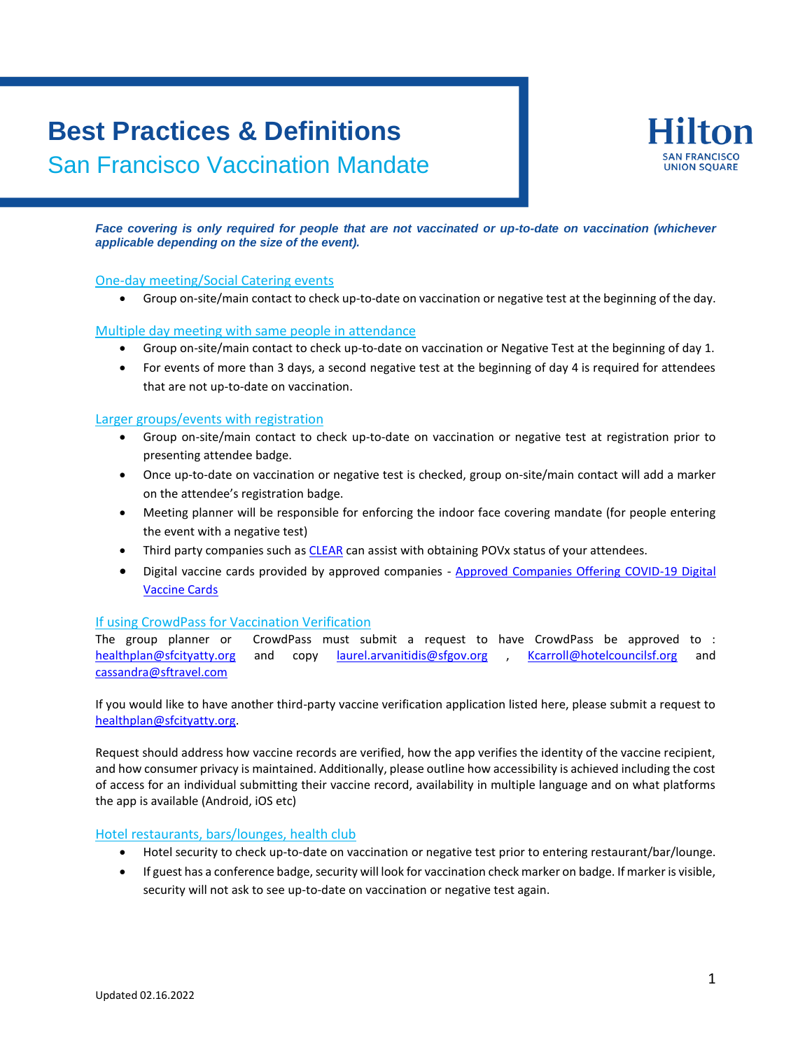# Best Practices & Definitions

## San Francisco Vaccination Mandate

Hilton
SAN FRANCISCO
UNION SQUARE

***Face covering is only required for people that are not vaccinated or up-to-date on vaccination (whichever applicable depending on the size of the event).***

### One-day meeting/Social Catering events

- Group on-site/main contact to check up-to-date on vaccination or negative test at the beginning of the day.

### Multiple day meeting with same people in attendance

- Group on-site/main contact to check up-to-date on vaccination or Negative Test at the beginning of day 1.
- For events of more than 3 days, a second negative test at the beginning of day 4 is required for attendees that are not up-to-date on vaccination.

### Larger groups/events with registration

- Group on-site/main contact to check up-to-date on vaccination or negative test at registration prior to presenting attendee badge.
- Once up-to-date on vaccination or negative test is checked, group on-site/main contact will add a marker on the attendee's registration badge.
- Meeting planner will be responsible for enforcing the indoor face covering mandate (for people entering the event with a negative test)
- Third party companies such as CLEAR can assist with obtaining POVx status of your attendees.
- Digital vaccine cards provided by approved companies - Approved Companies Offering COVID-19 Digital Vaccine Cards

### If using CrowdPass for Vaccination Verification

The group planner or CrowdPass must submit a request to have CrowdPass be approved to : healthplan@sfcityatty.org and copy laurel.arvanitidis@sfgov.org , Kcarroll@hotelcouncilsf.org and cassandra@sftravel.com

If you would like to have another third-party vaccine verification application listed here, please submit a request to healthplan@sfcityatty.org.

Request should address how vaccine records are verified, how the app verifies the identity of the vaccine recipient, and how consumer privacy is maintained. Additionally, please outline how accessibility is achieved including the cost of access for an individual submitting their vaccine record, availability in multiple language and on what platforms the app is available (Android, iOS etc)

### Hotel restaurants, bars/lounges, health club

- Hotel security to check up-to-date on vaccination or negative test prior to entering restaurant/bar/lounge.
- If guest has a conference badge, security will look for vaccination check marker on badge. If marker is visible, security will not ask to see up-to-date on vaccination or negative test again.

Updated 02.16.2022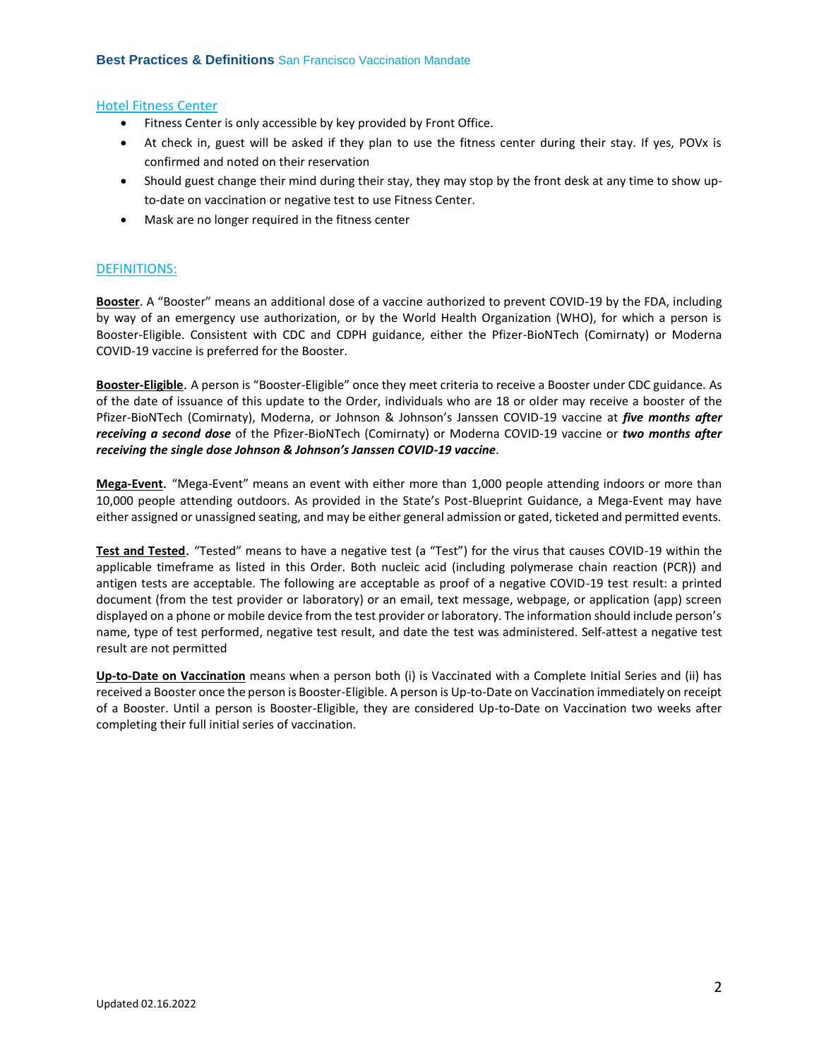## Hotel Fitness Center

- Fitness Center is only accessible by key provided by Front Office.
- At check in, guest will be asked if they plan to use the fitness center during their stay. If yes, POVx is confirmed and noted on their reservation
- Should guest change their mind during their stay, they may stop by the front desk at any time to show up-to-date on vaccination or negative test to use Fitness Center.
- Mask are no longer required in the fitness center

## DEFINITIONS:

**Booster**. A "Booster" means an additional dose of a vaccine authorized to prevent COVID-19 by the FDA, including by way of an emergency use authorization, or by the World Health Organization (WHO), for which a person is Booster-Eligible. Consistent with CDC and CDPH guidance, either the Pfizer-BioNTech (Comirnaty) or Moderna COVID-19 vaccine is preferred for the Booster.

**Booster-Eligible.** A person is "Booster-Eligible" once they meet criteria to receive a Booster under CDC guidance. As of the date of issuance of this update to the Order, individuals who are 18 or older may receive a booster of the Pfizer-BioNTech (Comirnaty), Moderna, or Johnson & Johnson's Janssen COVID-19 vaccine at ***five months after receiving a second dose*** of the Pfizer-BioNTech (Comirnaty) or Moderna COVID-19 vaccine or ***two months after receiving the single dose Johnson & Johnson's Janssen COVID-19 vaccine***.

**Mega-Event.** "Mega-Event" means an event with either more than 1,000 people attending indoors or more than 10,000 people attending outdoors. As provided in the State's Post-Blueprint Guidance, a Mega-Event may have either assigned or unassigned seating, and may be either general admission or gated, ticketed and permitted events.

**Test and Tested.** "Tested" means to have a negative test (a "Test") for the virus that causes COVID-19 within the applicable timeframe as listed in this Order. Both nucleic acid (including polymerase chain reaction (PCR)) and antigen tests are acceptable. The following are acceptable as proof of a negative COVID-19 test result: a printed document (from the test provider or laboratory) or an email, text message, webpage, or application (app) screen displayed on a phone or mobile device from the test provider or laboratory. The information should include person's name, type of test performed, negative test result, and date the test was administered. Self-attest a negative test result are not permitted

**Up-to-Date on Vaccination** means when a person both (i) is Vaccinated with a Complete Initial Series and (ii) has received a Booster once the person is Booster-Eligible. A person is Up-to-Date on Vaccination immediately on receipt of a Booster. Until a person is Booster-Eligible, they are considered Up-to-Date on Vaccination two weeks after completing their full initial series of vaccination.

Updated 02.16.2022